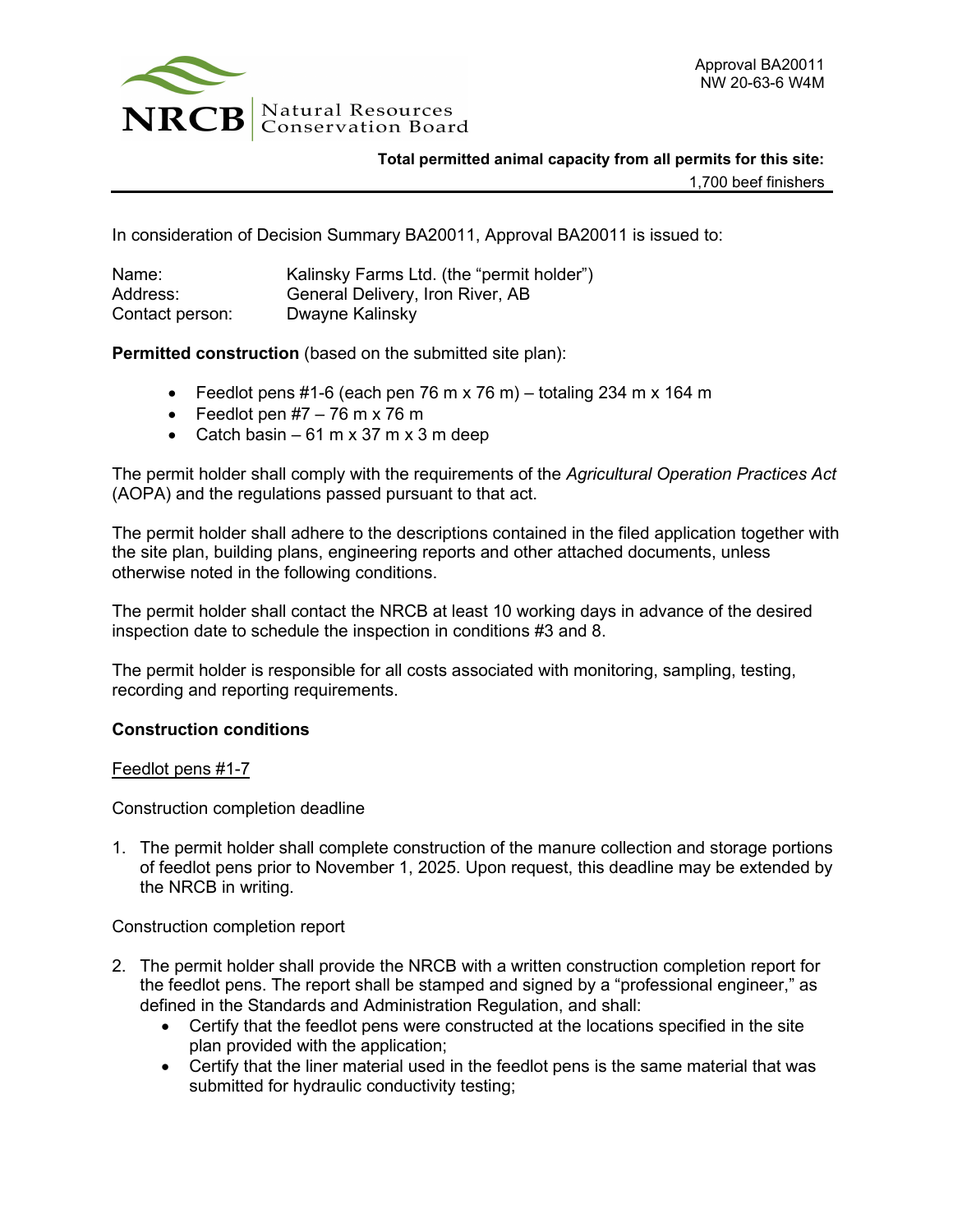Approval BA20011
NW 20-63-6 W4M

NRCB | Natural Resources Conservation Board

**Total permitted animal capacity from all permits for this site:**
1,700 beef finishers

---

In consideration of Decision Summary BA20011, Approval BA20011 is issued to:

| | |
|---|---|
| Name: | Kalinsky Farms Ltd. (the "permit holder") |
| Address: | General Delivery, Iron River, AB |
| Contact person: | Dwayne Kalinsky |

**Permitted construction** (based on the submitted site plan):

- Feedlot pens #1-6 (each pen 76 m x 76 m) – totaling 234 m x 164 m
- Feedlot pen #7 – 76 m x 76 m
- Catch basin – 61 m x 37 m x 3 m deep

The permit holder shall comply with the requirements of the *Agricultural Operation Practices Act* (AOPA) and the regulations passed pursuant to that act.

The permit holder shall adhere to the descriptions contained in the filed application together with the site plan, building plans, engineering reports and other attached documents, unless otherwise noted in the following conditions.

The permit holder shall contact the NRCB at least 10 working days in advance of the desired inspection date to schedule the inspection in conditions #3 and 8.

The permit holder is responsible for all costs associated with monitoring, sampling, testing, recording and reporting requirements.

**Construction conditions**

Feedlot pens #1-7

Construction completion deadline

1. The permit holder shall complete construction of the manure collection and storage portions of feedlot pens prior to November 1, 2025. Upon request, this deadline may be extended by the NRCB in writing.

Construction completion report

2. The permit holder shall provide the NRCB with a written construction completion report for the feedlot pens. The report shall be stamped and signed by a "professional engineer," as defined in the Standards and Administration Regulation, and shall:
   - Certify that the feedlot pens were constructed at the locations specified in the site plan provided with the application;
   - Certify that the liner material used in the feedlot pens is the same material that was submitted for hydraulic conductivity testing;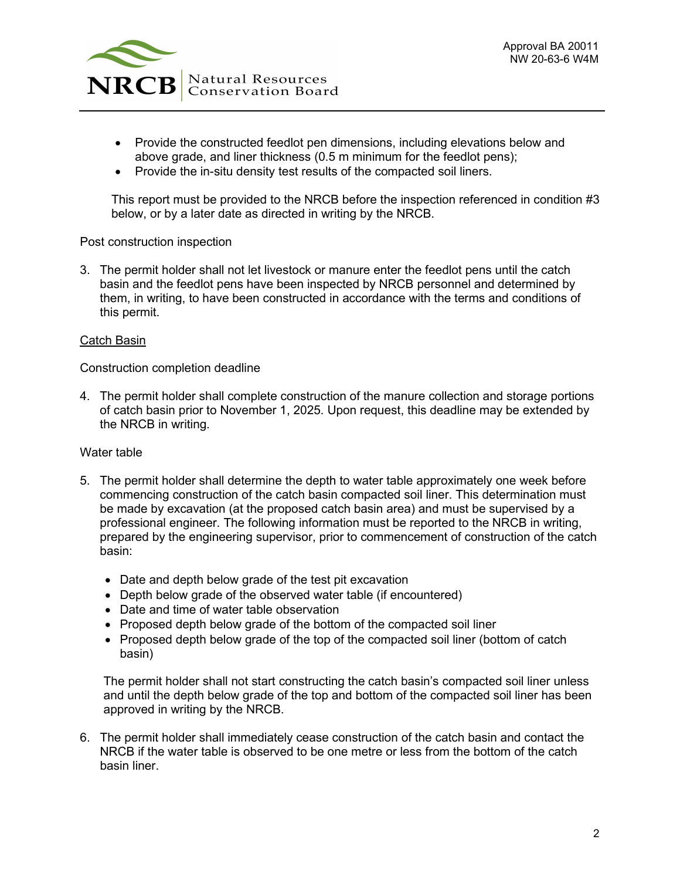- Provide the constructed feedlot pen dimensions, including elevations below and above grade, and liner thickness (0.5 m minimum for the feedlot pens);
- Provide the in-situ density test results of the compacted soil liners.

This report must be provided to the NRCB before the inspection referenced in condition #3 below, or by a later date as directed in writing by the NRCB.

Post construction inspection

3. The permit holder shall not let livestock or manure enter the feedlot pens until the catch basin and the feedlot pens have been inspected by NRCB personnel and determined by them, in writing, to have been constructed in accordance with the terms and conditions of this permit.

<u>Catch Basin</u>

Construction completion deadline

4. The permit holder shall complete construction of the manure collection and storage portions of catch basin prior to November 1, 2025. Upon request, this deadline may be extended by the NRCB in writing.

Water table

5. The permit holder shall determine the depth to water table approximately one week before commencing construction of the catch basin compacted soil liner. This determination must be made by excavation (at the proposed catch basin area) and must be supervised by a professional engineer. The following information must be reported to the NRCB in writing, prepared by the engineering supervisor, prior to commencement of construction of the catch basin:

   - Date and depth below grade of the test pit excavation
   - Depth below grade of the observed water table (if encountered)
   - Date and time of water table observation
   - Proposed depth below grade of the bottom of the compacted soil liner
   - Proposed depth below grade of the top of the compacted soil liner (bottom of catch basin)

   The permit holder shall not start constructing the catch basin's compacted soil liner unless and until the depth below grade of the top and bottom of the compacted soil liner has been approved in writing by the NRCB.

6. The permit holder shall immediately cease construction of the catch basin and contact the NRCB if the water table is observed to be one metre or less from the bottom of the catch basin liner.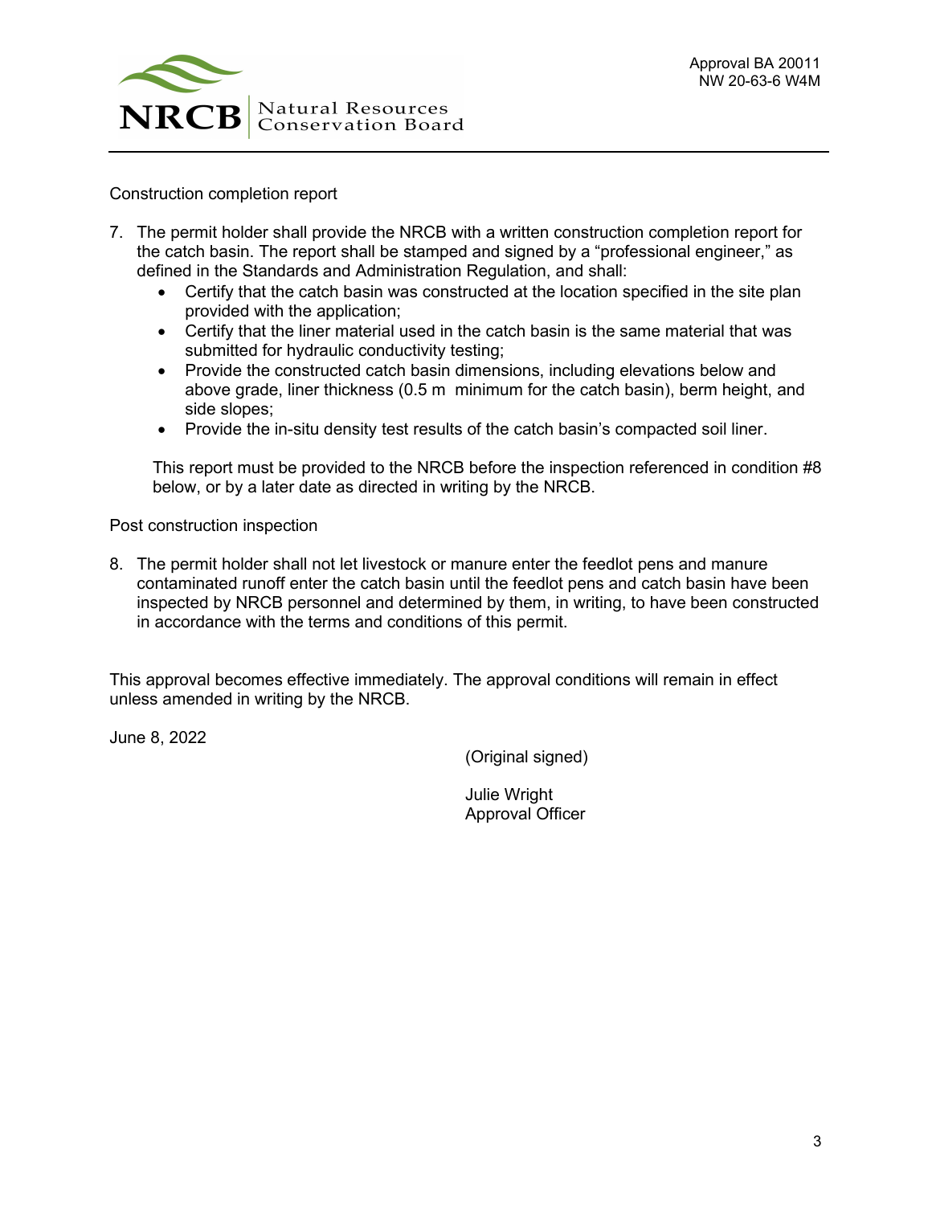Construction completion report

7. The permit holder shall provide the NRCB with a written construction completion report for the catch basin. The report shall be stamped and signed by a "professional engineer," as defined in the Standards and Administration Regulation, and shall:
   - Certify that the catch basin was constructed at the location specified in the site plan provided with the application;
   - Certify that the liner material used in the catch basin is the same material that was submitted for hydraulic conductivity testing;
   - Provide the constructed catch basin dimensions, including elevations below and above grade, liner thickness (0.5 m minimum for the catch basin), berm height, and side slopes;
   - Provide the in-situ density test results of the catch basin's compacted soil liner.

   This report must be provided to the NRCB before the inspection referenced in condition #8 below, or by a later date as directed in writing by the NRCB.

Post construction inspection

8. The permit holder shall not let livestock or manure enter the feedlot pens and manure contaminated runoff enter the catch basin until the feedlot pens and catch basin have been inspected by NRCB personnel and determined by them, in writing, to have been constructed in accordance with the terms and conditions of this permit.

This approval becomes effective immediately. The approval conditions will remain in effect unless amended in writing by the NRCB.

June 8, 2022

(Original signed)

Julie Wright
Approval Officer